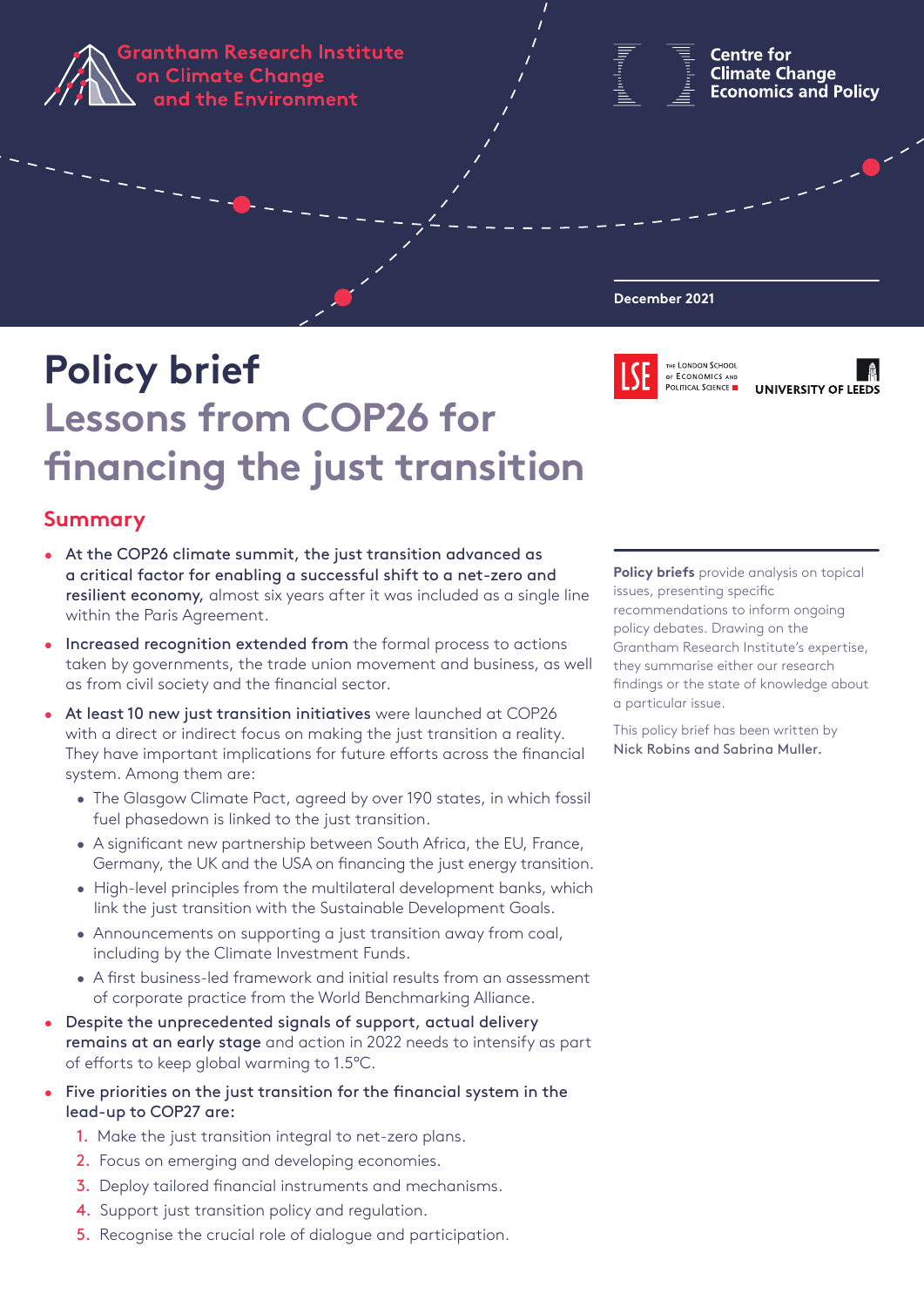Grantham Research Institute on Climate Change and the Environment

Centre for Climate Change Economics and Policy

December 2021

THE LONDON SCHOOL OF ECONOMICS AND POLITICAL SCIENCE

UNIVERSITY OF LEEDS

# Policy brief
## Lessons from COP26 for financing the just transition

### Summary

- **At the COP26 climate summit, the just transition advanced as a critical factor for enabling a successful shift to a net-zero and resilient economy,** almost six years after it was included as a single line within the Paris Agreement.
- **Increased recognition extended from** the formal process to actions taken by governments, the trade union movement and business, as well as from civil society and the financial sector.
- **At least 10 new just transition initiatives** were launched at COP26 with a direct or indirect focus on making the just transition a reality. They have important implications for future efforts across the financial system. Among them are:
  - The Glasgow Climate Pact, agreed by over 190 states, in which fossil fuel phasedown is linked to the just transition.
  - A significant new partnership between South Africa, the EU, France, Germany, the UK and the USA on financing the just energy transition.
  - High-level principles from the multilateral development banks, which link the just transition with the Sustainable Development Goals.
  - Announcements on supporting a just transition away from coal, including by the Climate Investment Funds.
  - A first business-led framework and initial results from an assessment of corporate practice from the World Benchmarking Alliance.
- **Despite the unprecedented signals of support, actual delivery remains at an early stage** and action in 2022 needs to intensify as part of efforts to keep global warming to 1.5°C.
- **Five priorities on the just transition for the financial system in the lead-up to COP27 are:**
  1. Make the just transition integral to net-zero plans.
  2. Focus on emerging and developing economies.
  3. Deploy tailored financial instruments and mechanisms.
  4. Support just transition policy and regulation.
  5. Recognise the crucial role of dialogue and participation.

**Policy briefs** provide analysis on topical issues, presenting specific recommendations to inform ongoing policy debates. Drawing on the Grantham Research Institute's expertise, they summarise either our research findings or the state of knowledge about a particular issue.

This policy brief has been written by Nick Robins and Sabrina Muller.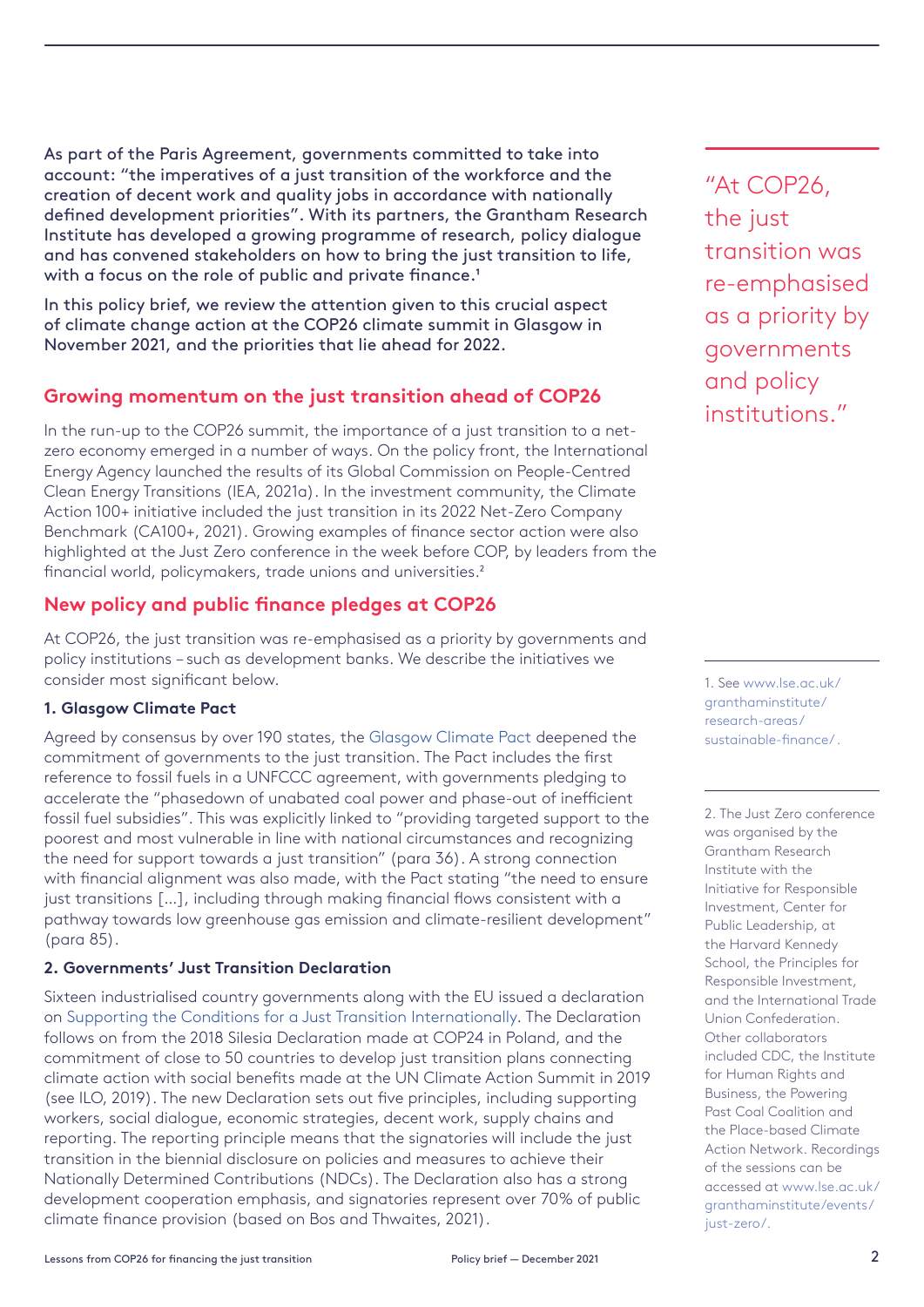As part of the Paris Agreement, governments committed to take into account: "the imperatives of a just transition of the workforce and the creation of decent work and quality jobs in accordance with nationally defined development priorities". With its partners, the Grantham Research Institute has developed a growing programme of research, policy dialogue and has convened stakeholders on how to bring the just transition to life, with a focus on the role of public and private finance.[1]

In this policy brief, we review the attention given to this crucial aspect of climate change action at the COP26 climate summit in Glasgow in November 2021, and the priorities that lie ahead for 2022.

> "At COP26, the just transition was re-emphasised as a priority by governments and policy institutions."

## Growing momentum on the just transition ahead of COP26

In the run-up to the COP26 summit, the importance of a just transition to a net-zero economy emerged in a number of ways. On the policy front, the International Energy Agency launched the results of its Global Commission on People-Centred Clean Energy Transitions (IEA, 2021a). In the investment community, the Climate Action 100+ initiative included the just transition in its 2022 Net-Zero Company Benchmark (CA100+, 2021). Growing examples of finance sector action were also highlighted at the Just Zero conference in the week before COP, by leaders from the financial world, policymakers, trade unions and universities.[2]

## New policy and public finance pledges at COP26

At COP26, the just transition was re-emphasised as a priority by governments and policy institutions – such as development banks. We describe the initiatives we consider most significant below.

### 1. Glasgow Climate Pact

Agreed by consensus by over 190 states, the Glasgow Climate Pact deepened the commitment of governments to the just transition. The Pact includes the first reference to fossil fuels in a UNFCCC agreement, with governments pledging to accelerate the "phasedown of unabated coal power and phase-out of inefficient fossil fuel subsidies". This was explicitly linked to "providing targeted support to the poorest and most vulnerable in line with national circumstances and recognizing the need for support towards a just transition" (para 36). A strong connection with financial alignment was also made, with the Pact stating "the need to ensure just transitions [...], including through making financial flows consistent with a pathway towards low greenhouse gas emission and climate-resilient development" (para 85).

### 2. Governments' Just Transition Declaration

Sixteen industrialised country governments along with the EU issued a declaration on Supporting the Conditions for a Just Transition Internationally. The Declaration follows on from the 2018 Silesia Declaration made at COP24 in Poland, and the commitment of close to 50 countries to develop just transition plans connecting climate action with social benefits made at the UN Climate Action Summit in 2019 (see ILO, 2019). The new Declaration sets out five principles, including supporting workers, social dialogue, economic strategies, decent work, supply chains and reporting. The reporting principle means that the signatories will include the just transition in the biennial disclosure on policies and measures to achieve their Nationally Determined Contributions (NDCs). The Declaration also has a strong development cooperation emphasis, and signatories represent over 70% of public climate finance provision (based on Bos and Thwaites, 2021).

---

1. See www.lse.ac.uk/granthaminstitute/research-areas/sustainable-finance/.

2. The Just Zero conference was organised by the Grantham Research Institute with the Initiative for Responsible Investment, Center for Public Leadership, at the Harvard Kennedy School, the Principles for Responsible Investment, and the International Trade Union Confederation. Other collaborators included CDC, the Institute for Human Rights and Business, the Powering Past Coal Coalition and the Place-based Climate Action Network. Recordings of the sessions can be accessed at www.lse.ac.uk/granthaminstitute/events/just-zero/.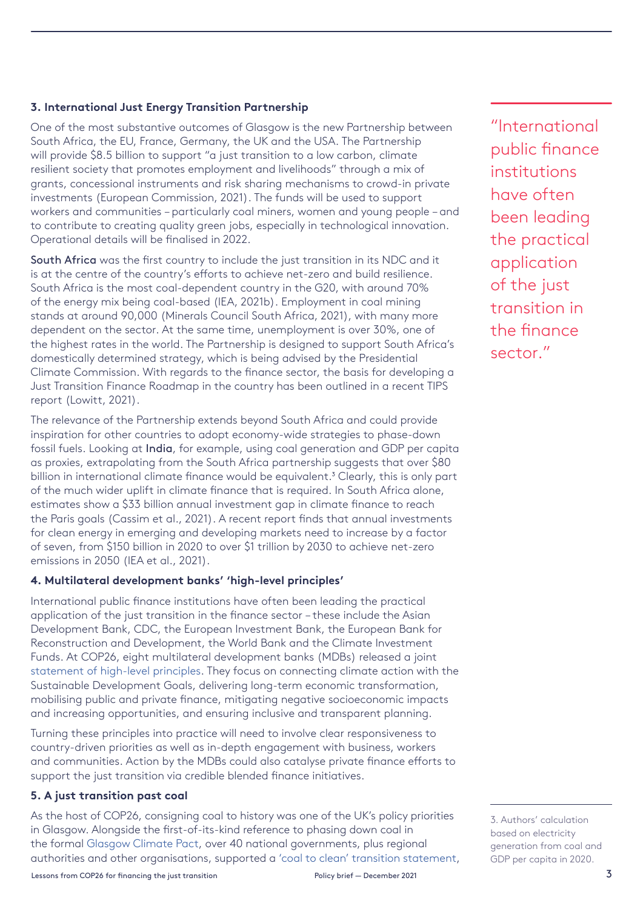### 3. International Just Energy Transition Partnership

One of the most substantive outcomes of Glasgow is the new Partnership between South Africa, the EU, France, Germany, the UK and the USA. The Partnership will provide $8.5 billion to support "a just transition to a low carbon, climate resilient society that promotes employment and livelihoods" through a mix of grants, concessional instruments and risk sharing mechanisms to crowd-in private investments (European Commission, 2021). The funds will be used to support workers and communities – particularly coal miners, women and young people – and to contribute to creating quality green jobs, especially in technological innovation. Operational details will be finalised in 2022.

South Africa was the first country to include the just transition in its NDC and it is at the centre of the country's efforts to achieve net-zero and build resilience. South Africa is the most coal-dependent country in the G20, with around 70% of the energy mix being coal-based (IEA, 2021b). Employment in coal mining stands at around 90,000 (Minerals Council South Africa, 2021), with many more dependent on the sector. At the same time, unemployment is over 30%, one of the highest rates in the world. The Partnership is designed to support South Africa's domestically determined strategy, which is being advised by the Presidential Climate Commission. With regards to the finance sector, the basis for developing a Just Transition Finance Roadmap in the country has been outlined in a recent TIPS report (Lowitt, 2021).

The relevance of the Partnership extends beyond South Africa and could provide inspiration for other countries to adopt economy-wide strategies to phase-down fossil fuels. Looking at India, for example, using coal generation and GDP per capita as proxies, extrapolating from the South Africa partnership suggests that over $80 billion in international climate finance would be equivalent.[3] Clearly, this is only part of the much wider uplift in climate finance that is required. In South Africa alone, estimates show a $33 billion annual investment gap in climate finance to reach the Paris goals (Cassim et al., 2021). A recent report finds that annual investments for clean energy in emerging and developing markets need to increase by a factor of seven, from $150 billion in 2020 to over $1 trillion by 2030 to achieve net-zero emissions in 2050 (IEA et al., 2021).

### 4. Multilateral development banks' 'high-level principles'

International public finance institutions have often been leading the practical application of the just transition in the finance sector – these include the Asian Development Bank, CDC, the European Investment Bank, the European Bank for Reconstruction and Development, the World Bank and the Climate Investment Funds. At COP26, eight multilateral development banks (MDBs) released a joint statement of high-level principles. They focus on connecting climate action with the Sustainable Development Goals, delivering long-term economic transformation, mobilising public and private finance, mitigating negative socioeconomic impacts and increasing opportunities, and ensuring inclusive and transparent planning.

> "International public finance institutions have often been leading the practical application of the just transition in the finance sector."

Turning these principles into practice will need to involve clear responsiveness to country-driven priorities as well as in-depth engagement with business, workers and communities. Action by the MDBs could also catalyse private finance efforts to support the just transition via credible blended finance initiatives.

### 5. A just transition past coal

As the host of COP26, consigning coal to history was one of the UK's policy priorities in Glasgow. Alongside the first-of-its-kind reference to phasing down coal in the formal Glasgow Climate Pact, over 40 national governments, plus regional authorities and other organisations, supported a 'coal to clean' transition statement,

3. Authors' calculation based on electricity generation from coal and GDP per capita in 2020.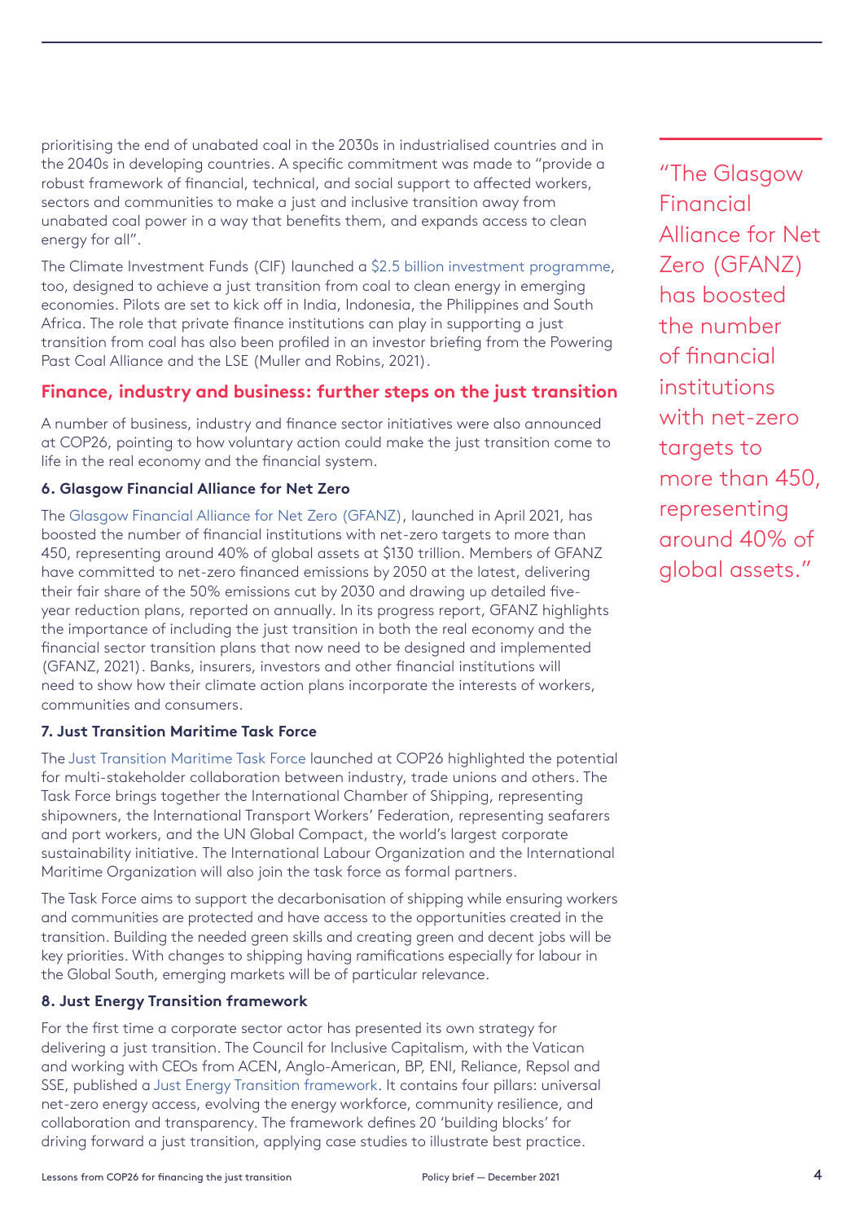prioritising the end of unabated coal in the 2030s in industrialised countries and in the 2040s in developing countries. A specific commitment was made to "provide a robust framework of financial, technical, and social support to affected workers, sectors and communities to make a just and inclusive transition away from unabated coal power in a way that benefits them, and expands access to clean energy for all".

The Climate Investment Funds (CIF) launched a $2.5 billion investment programme, too, designed to achieve a just transition from coal to clean energy in emerging economies. Pilots are set to kick off in India, Indonesia, the Philippines and South Africa. The role that private finance institutions can play in supporting a just transition from coal has also been profiled in an investor briefing from the Powering Past Coal Alliance and the LSE (Muller and Robins, 2021).

## Finance, industry and business: further steps on the just transition

A number of business, industry and finance sector initiatives were also announced at COP26, pointing to how voluntary action could make the just transition come to life in the real economy and the financial system.

### 6. Glasgow Financial Alliance for Net Zero

The Glasgow Financial Alliance for Net Zero (GFANZ), launched in April 2021, has boosted the number of financial institutions with net-zero targets to more than 450, representing around 40% of global assets at $130 trillion. Members of GFANZ have committed to net-zero financed emissions by 2050 at the latest, delivering their fair share of the 50% emissions cut by 2030 and drawing up detailed five-year reduction plans, reported on annually. In its progress report, GFANZ highlights the importance of including the just transition in both the real economy and the financial sector transition plans that now need to be designed and implemented (GFANZ, 2021). Banks, insurers, investors and other financial institutions will need to show how their climate action plans incorporate the interests of workers, communities and consumers.

> "The Glasgow Financial Alliance for Net Zero (GFANZ) has boosted the number of financial institutions with net-zero targets to more than 450, representing around 40% of global assets."

### 7. Just Transition Maritime Task Force

The Just Transition Maritime Task Force launched at COP26 highlighted the potential for multi-stakeholder collaboration between industry, trade unions and others. The Task Force brings together the International Chamber of Shipping, representing shipowners, the International Transport Workers' Federation, representing seafarers and port workers, and the UN Global Compact, the world's largest corporate sustainability initiative. The International Labour Organization and the International Maritime Organization will also join the task force as formal partners.

The Task Force aims to support the decarbonisation of shipping while ensuring workers and communities are protected and have access to the opportunities created in the transition. Building the needed green skills and creating green and decent jobs will be key priorities. With changes to shipping having ramifications especially for labour in the Global South, emerging markets will be of particular relevance.

### 8. Just Energy Transition framework

For the first time a corporate sector actor has presented its own strategy for delivering a just transition. The Council for Inclusive Capitalism, with the Vatican and working with CEOs from ACEN, Anglo-American, BP, ENI, Reliance, Repsol and SSE, published a Just Energy Transition framework. It contains four pillars: universal net-zero energy access, evolving the energy workforce, community resilience, and collaboration and transparency. The framework defines 20 'building blocks' for driving forward a just transition, applying case studies to illustrate best practice.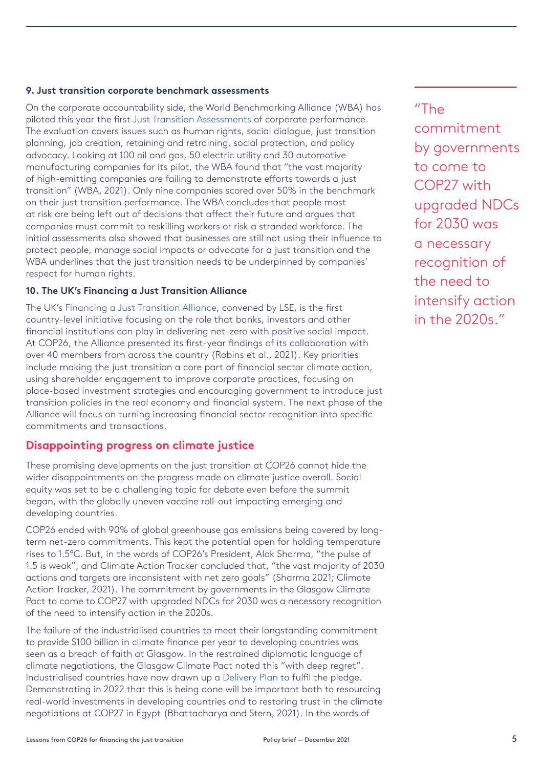**9. Just transition corporate benchmark assessments**

On the corporate accountability side, the World Benchmarking Alliance (WBA) has piloted this year the first Just Transition Assessments of corporate performance. The evaluation covers issues such as human rights, social dialogue, just transition planning, job creation, retaining and retraining, social protection, and policy advocacy. Looking at 100 oil and gas, 50 electric utility and 30 automotive manufacturing companies for its pilot, the WBA found that "the vast majority of high-emitting companies are failing to demonstrate efforts towards a just transition" (WBA, 2021). Only nine companies scored over 50% in the benchmark on their just transition performance. The WBA concludes that people most at risk are being left out of decisions that affect their future and argues that companies must commit to reskilling workers or risk a stranded workforce. The initial assessments also showed that businesses are still not using their influence to protect people, manage social impacts or advocate for a just transition and the WBA underlines that the just transition needs to be underpinned by companies' respect for human rights.

**10. The UK's Financing a Just Transition Alliance**

The UK's Financing a Just Transition Alliance, convened by LSE, is the first country-level initiative focusing on the role that banks, investors and other financial institutions can play in delivering net-zero with positive social impact. At COP26, the Alliance presented its first-year findings of its collaboration with over 40 members from across the country (Robins et al., 2021). Key priorities include making the just transition a core part of financial sector climate action, using shareholder engagement to improve corporate practices, focusing on place-based investment strategies and encouraging government to introduce just transition policies in the real economy and financial system. The next phase of the Alliance will focus on turning increasing financial sector recognition into specific commitments and transactions.

## Disappointing progress on climate justice

These promising developments on the just transition at COP26 cannot hide the wider disappointments on the progress made on climate justice overall. Social equity was set to be a challenging topic for debate even before the summit began, with the globally uneven vaccine roll-out impacting emerging and developing countries.

COP26 ended with 90% of global greenhouse gas emissions being covered by long-term net-zero commitments. This kept the potential open for holding temperature rises to 1.5°C. But, in the words of COP26's President, Alok Sharma, "the pulse of 1.5 is weak", and Climate Action Tracker concluded that, "the vast majority of 2030 actions and targets are inconsistent with net zero goals" (Sharma 2021; Climate Action Tracker, 2021). The commitment by governments in the Glasgow Climate Pact to come to COP27 with upgraded NDCs for 2030 was a necessary recognition of the need to intensify action in the 2020s.

> "The commitment by governments to come to COP27 with upgraded NDCs for 2030 was a necessary recognition of the need to intensify action in the 2020s."

The failure of the industrialised countries to meet their longstanding commitment to provide $100 billion in climate finance per year to developing countries was seen as a breach of faith at Glasgow. In the restrained diplomatic language of climate negotiations, the Glasgow Climate Pact noted this "with deep regret". Industrialised countries have now drawn up a Delivery Plan to fulfil the pledge. Demonstrating in 2022 that this is being done will be important both to resourcing real-world investments in developing countries and to restoring trust in the climate negotiations at COP27 in Egypt (Bhattacharya and Stern, 2021). In the words of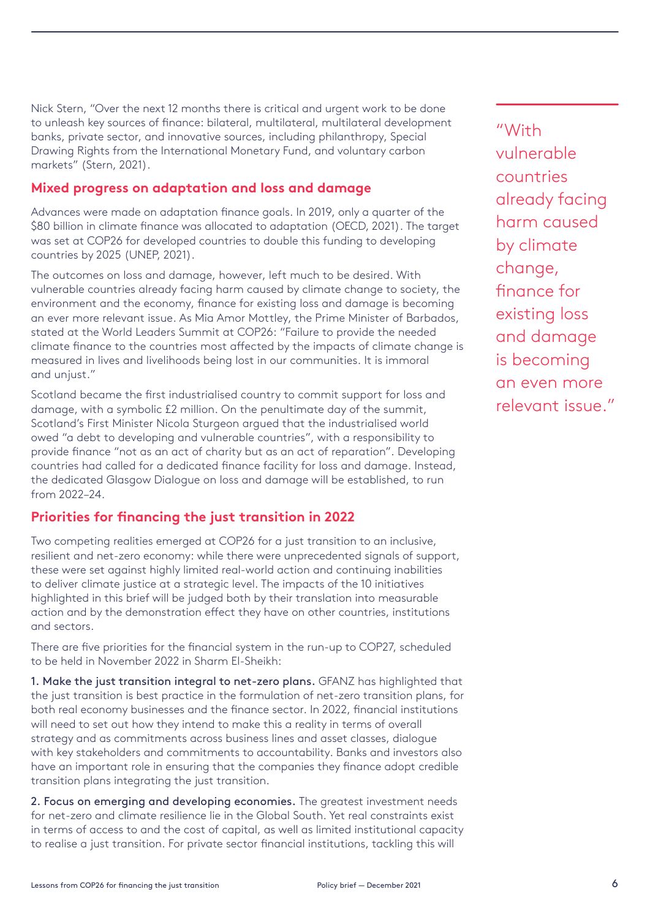Nick Stern, "Over the next 12 months there is critical and urgent work to be done to unleash key sources of finance: bilateral, multilateral, multilateral development banks, private sector, and innovative sources, including philanthropy, Special Drawing Rights from the International Monetary Fund, and voluntary carbon markets" (Stern, 2021).

## Mixed progress on adaptation and loss and damage

Advances were made on adaptation finance goals. In 2019, only a quarter of the $80 billion in climate finance was allocated to adaptation (OECD, 2021). The target was set at COP26 for developed countries to double this funding to developing countries by 2025 (UNEP, 2021).

The outcomes on loss and damage, however, left much to be desired. With vulnerable countries already facing harm caused by climate change to society, the environment and the economy, finance for existing loss and damage is becoming an ever more relevant issue. As Mia Amor Mottley, the Prime Minister of Barbados, stated at the World Leaders Summit at COP26: "Failure to provide the needed climate finance to the countries most affected by the impacts of climate change is measured in lives and livelihoods being lost in our communities. It is immoral and unjust."

> "With vulnerable countries already facing harm caused by climate change, finance for existing loss and damage is becoming an even more relevant issue."

Scotland became the first industrialised country to commit support for loss and damage, with a symbolic £2 million. On the penultimate day of the summit, Scotland's First Minister Nicola Sturgeon argued that the industrialised world owed "a debt to developing and vulnerable countries", with a responsibility to provide finance "not as an act of charity but as an act of reparation". Developing countries had called for a dedicated finance facility for loss and damage. Instead, the dedicated Glasgow Dialogue on loss and damage will be established, to run from 2022–24.

## Priorities for financing the just transition in 2022

Two competing realities emerged at COP26 for a just transition to an inclusive, resilient and net-zero economy: while there were unprecedented signals of support, these were set against highly limited real-world action and continuing inabilities to deliver climate justice at a strategic level. The impacts of the 10 initiatives highlighted in this brief will be judged both by their translation into measurable action and by the demonstration effect they have on other countries, institutions and sectors.

There are five priorities for the financial system in the run-up to COP27, scheduled to be held in November 2022 in Sharm El-Sheikh:

1. Make the just transition integral to net-zero plans. GFANZ has highlighted that the just transition is best practice in the formulation of net-zero transition plans, for both real economy businesses and the finance sector. In 2022, financial institutions will need to set out how they intend to make this a reality in terms of overall strategy and as commitments across business lines and asset classes, dialogue with key stakeholders and commitments to accountability. Banks and investors also have an important role in ensuring that the companies they finance adopt credible transition plans integrating the just transition.

2. Focus on emerging and developing economies. The greatest investment needs for net-zero and climate resilience lie in the Global South. Yet real constraints exist in terms of access to and the cost of capital, as well as limited institutional capacity to realise a just transition. For private sector financial institutions, tackling this will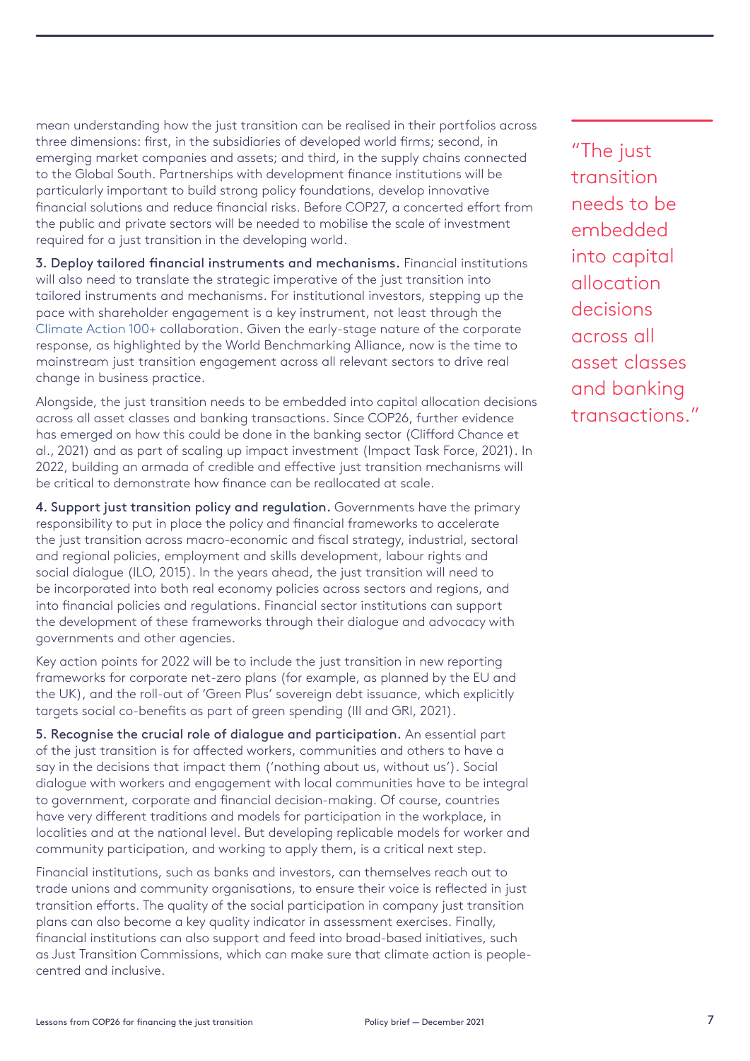mean understanding how the just transition can be realised in their portfolios across three dimensions: first, in the subsidiaries of developed world firms; second, in emerging market companies and assets; and third, in the supply chains connected to the Global South. Partnerships with development finance institutions will be particularly important to build strong policy foundations, develop innovative financial solutions and reduce financial risks. Before COP27, a concerted effort from the public and private sectors will be needed to mobilise the scale of investment required for a just transition in the developing world.

**3. Deploy tailored financial instruments and mechanisms.** Financial institutions will also need to translate the strategic imperative of the just transition into tailored instruments and mechanisms. For institutional investors, stepping up the pace with shareholder engagement is a key instrument, not least through the Climate Action 100+ collaboration. Given the early-stage nature of the corporate response, as highlighted by the World Benchmarking Alliance, now is the time to mainstream just transition engagement across all relevant sectors to drive real change in business practice.

Alongside, the just transition needs to be embedded into capital allocation decisions across all asset classes and banking transactions. Since COP26, further evidence has emerged on how this could be done in the banking sector (Clifford Chance et al., 2021) and as part of scaling up impact investment (Impact Task Force, 2021). In 2022, building an armada of credible and effective just transition mechanisms will be critical to demonstrate how finance can be reallocated at scale.

> "The just transition needs to be embedded into capital allocation decisions across all asset classes and banking transactions."

**4. Support just transition policy and regulation.** Governments have the primary responsibility to put in place the policy and financial frameworks to accelerate the just transition across macro-economic and fiscal strategy, industrial, sectoral and regional policies, employment and skills development, labour rights and social dialogue (ILO, 2015). In the years ahead, the just transition will need to be incorporated into both real economy policies across sectors and regions, and into financial policies and regulations. Financial sector institutions can support the development of these frameworks through their dialogue and advocacy with governments and other agencies.

Key action points for 2022 will be to include the just transition in new reporting frameworks for corporate net-zero plans (for example, as planned by the EU and the UK), and the roll-out of 'Green Plus' sovereign debt issuance, which explicitly targets social co-benefits as part of green spending (III and GRI, 2021).

**5. Recognise the crucial role of dialogue and participation.** An essential part of the just transition is for affected workers, communities and others to have a say in the decisions that impact them ('nothing about us, without us'). Social dialogue with workers and engagement with local communities have to be integral to government, corporate and financial decision-making. Of course, countries have very different traditions and models for participation in the workplace, in localities and at the national level. But developing replicable models for worker and community participation, and working to apply them, is a critical next step.

Financial institutions, such as banks and investors, can themselves reach out to trade unions and community organisations, to ensure their voice is reflected in just transition efforts. The quality of the social participation in company just transition plans can also become a key quality indicator in assessment exercises. Finally, financial institutions can also support and feed into broad-based initiatives, such as Just Transition Commissions, which can make sure that climate action is people-centred and inclusive.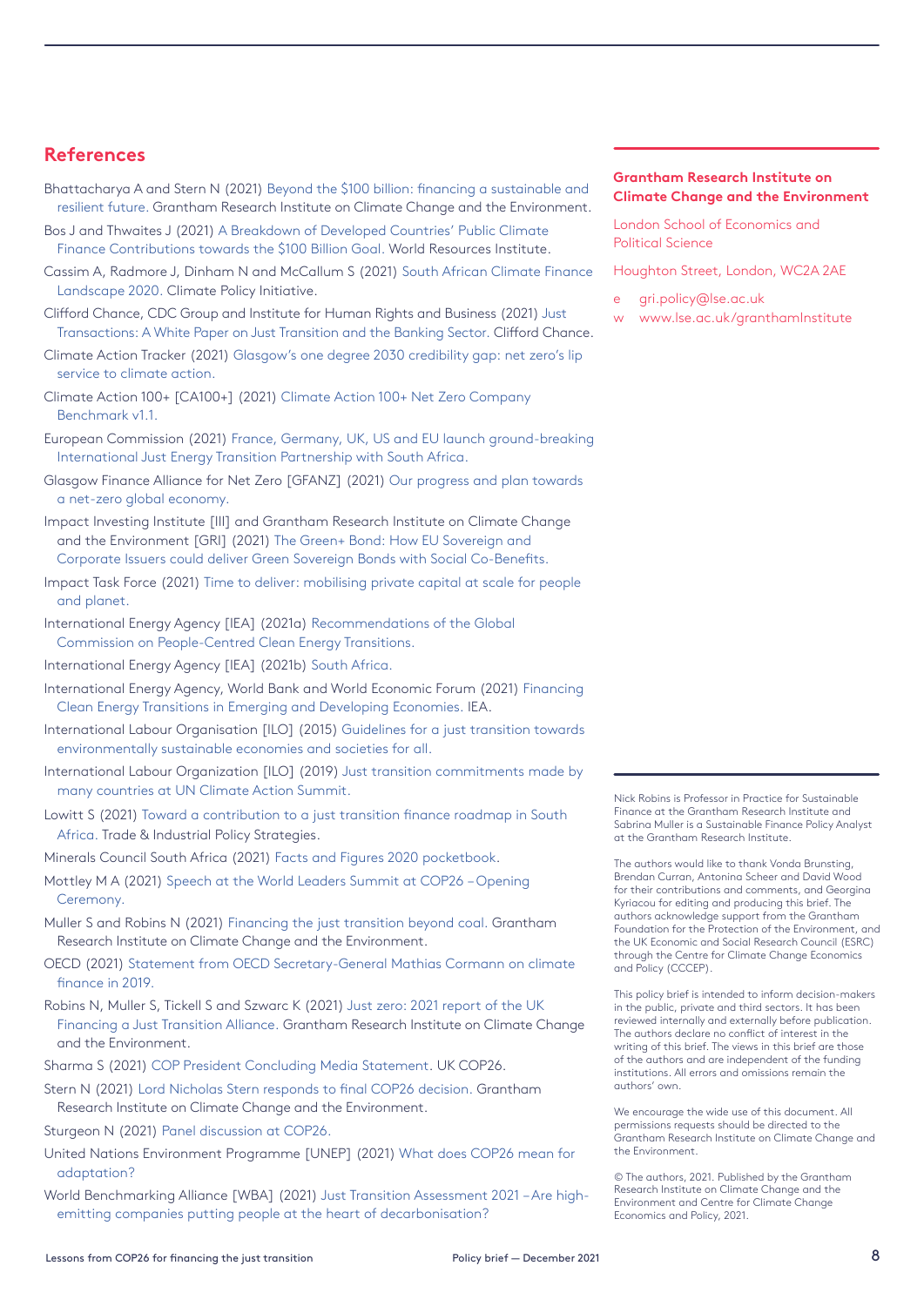## References

Bhattacharya A and Stern N (2021) Beyond the $100 billion: financing a sustainable and resilient future. Grantham Research Institute on Climate Change and the Environment.

Bos J and Thwaites J (2021) A Breakdown of Developed Countries' Public Climate Finance Contributions towards the $100 Billion Goal. World Resources Institute.

Cassim A, Radmore J, Dinham N and McCallum S (2021) South African Climate Finance Landscape 2020. Climate Policy Initiative.

Clifford Chance, CDC Group and Institute for Human Rights and Business (2021) Just Transactions: A White Paper on Just Transition and the Banking Sector. Clifford Chance.

Climate Action Tracker (2021) Glasgow's one degree 2030 credibility gap: net zero's lip service to climate action.

Climate Action 100+ [CA100+] (2021) Climate Action 100+ Net Zero Company Benchmark v1.1.

European Commission (2021) France, Germany, UK, US and EU launch ground-breaking International Just Energy Transition Partnership with South Africa.

Glasgow Finance Alliance for Net Zero [GFANZ] (2021) Our progress and plan towards a net-zero global economy.

Impact Investing Institute [III] and Grantham Research Institute on Climate Change and the Environment [GRI] (2021) The Green+ Bond: How EU Sovereign and Corporate Issuers could deliver Green Sovereign Bonds with Social Co-Benefits.

Impact Task Force (2021) Time to deliver: mobilising private capital at scale for people and planet.

International Energy Agency [IEA] (2021a) Recommendations of the Global Commission on People-Centred Clean Energy Transitions.

International Energy Agency [IEA] (2021b) South Africa.

International Energy Agency, World Bank and World Economic Forum (2021) Financing Clean Energy Transitions in Emerging and Developing Economies. IEA.

International Labour Organisation [ILO] (2015) Guidelines for a just transition towards environmentally sustainable economies and societies for all.

International Labour Organization [ILO] (2019) Just transition commitments made by many countries at UN Climate Action Summit.

Lowitt S (2021) Toward a contribution to a just transition finance roadmap in South Africa. Trade & Industrial Policy Strategies.

Minerals Council South Africa (2021) Facts and Figures 2020 pocketbook.

Mottley M A (2021) Speech at the World Leaders Summit at COP26 – Opening Ceremony.

Muller S and Robins N (2021) Financing the just transition beyond coal. Grantham Research Institute on Climate Change and the Environment.

OECD (2021) Statement from OECD Secretary-General Mathias Cormann on climate finance in 2019.

Robins N, Muller S, Tickell S and Szwarc K (2021) Just zero: 2021 report of the UK Financing a Just Transition Alliance. Grantham Research Institute on Climate Change and the Environment.

Sharma S (2021) COP President Concluding Media Statement. UK COP26.

Stern N (2021) Lord Nicholas Stern responds to final COP26 decision. Grantham Research Institute on Climate Change and the Environment.

Sturgeon N (2021) Panel discussion at COP26.

United Nations Environment Programme [UNEP] (2021) What does COP26 mean for adaptation?

World Benchmarking Alliance [WBA] (2021) Just Transition Assessment 2021 – Are high-emitting companies putting people at the heart of decarbonisation?

**Grantham Research Institute on Climate Change and the Environment**

London School of Economics and Political Science

Houghton Street, London, WC2A 2AE

e gri.policy@lse.ac.uk
w www.lse.ac.uk/granthamInstitute

Nick Robins is Professor in Practice for Sustainable Finance at the Grantham Research Institute and Sabrina Muller is a Sustainable Finance Policy Analyst at the Grantham Research Institute.

The authors would like to thank Vonda Brunsting, Brendan Curran, Antonina Scheer and David Wood for their contributions and comments, and Georgina Kyriacou for editing and producing this brief. The authors acknowledge support from the Grantham Foundation for the Protection of the Environment, and the UK Economic and Social Research Council (ESRC) through the Centre for Climate Change Economics and Policy (CCCEP).

This policy brief is intended to inform decision-makers in the public, private and third sectors. It has been reviewed internally and externally before publication. The authors declare no conflict of interest in the writing of this brief. The views in this brief are those of the authors and are independent of the funding institutions. All errors and omissions remain the authors' own.

We encourage the wide use of this document. All permissions requests should be directed to the Grantham Research Institute on Climate Change and the Environment.

© The authors, 2021. Published by the Grantham Research Institute on Climate Change and the Environment and Centre for Climate Change Economics and Policy, 2021.